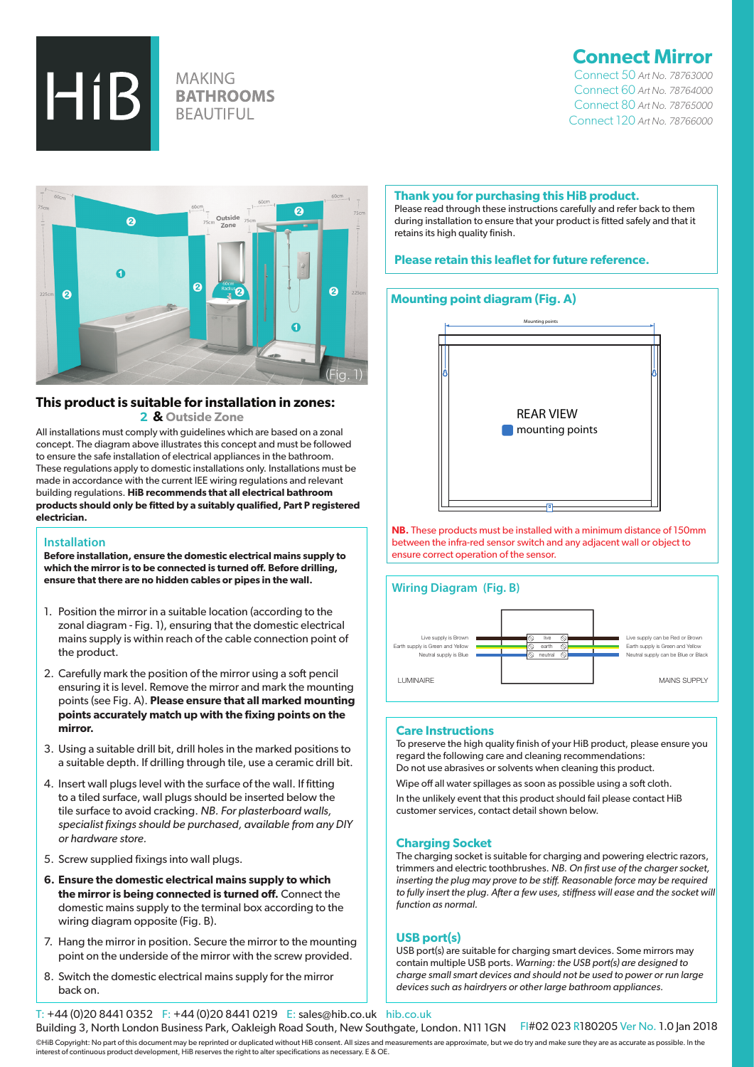# HiB

MAKING **BATHROOMS** BEAUTIFUL

## Connect Mirror

Connect 50 *Art No. 78763000*
Connect 60 *Art No. 78764000*
Connect 80 *Art No. 78765000*
Connect 120 *Art No. 78766000*

(Fig. 1)

### This product is suitable for installation in zones: 2 & Outside Zone

All installations must comply with guidelines which are based on a zonal concept. The diagram above illustrates this concept and must be followed to ensure the safe installation of electrical appliances in the bathroom. These regulations apply to domestic installations only. Installations must be made in accordance with the current IEE wiring regulations and relevant building regulations. **HiB recommends that all electrical bathroom products should only be fitted by a suitably qualified, Part P registered electrician.**

### Installation

**Before installation, ensure the domestic electrical mains supply to which the mirror is to be connected is turned off. Before drilling, ensure that there are no hidden cables or pipes in the wall.**

1. Position the mirror in a suitable location (according to the zonal diagram - Fig. 1), ensuring that the domestic electrical mains supply is within reach of the cable connection point of the product.
2. Carefully mark the position of the mirror using a soft pencil ensuring it is level. Remove the mirror and mark the mounting points (see Fig. A). **Please ensure that all marked mounting points accurately match up with the fixing points on the mirror.**
3. Using a suitable drill bit, drill holes in the marked positions to a suitable depth. If drilling through tile, use a ceramic drill bit.
4. Insert wall plugs level with the surface of the wall. If fitting to a tiled surface, wall plugs should be inserted below the tile surface to avoid cracking. *NB. For plasterboard walls, specialist fixings should be purchased, available from any DIY or hardware store.*
5. Screw supplied fixings into wall plugs.
6. **Ensure the domestic electrical mains supply to which the mirror is being connected is turned off.** Connect the domestic mains supply to the terminal box according to the wiring diagram opposite (Fig. B).
7. Hang the mirror in position. Secure the mirror to the mounting point on the underside of the mirror with the screw provided.
8. Switch the domestic electrical mains supply for the mirror back on.

### Thank you for purchasing this HiB product.

Please read through these instructions carefully and refer back to them during installation to ensure that your product is fitted safely and that it retains its high quality finish.

**Please retain this leaflet for future reference.**

### Mounting point diagram (Fig. A)

Mounting points

REAR VIEW
mounting points

**NB.** These products must be installed with a minimum distance of 150mm between the infra-red sensor switch and any adjacent wall or object to ensure correct operation of the sensor.

### Wiring Diagram (Fig. B)

| LUMINAIRE | Terminal | MAINS SUPPLY |
|---|---|---|
| Live supply is Brown | live | Live supply can be Red or Brown |
| Earth supply is Green and Yellow | earth | Earth supply is Green and Yellow |
| Neutral supply is Blue | neutral | Neutral supply can be Blue or Black |

### Care Instructions

To preserve the high quality finish of your HiB product, please ensure you regard the following care and cleaning recommendations:
Do not use abrasives or solvents when cleaning this product.

Wipe off all water spillages as soon as possible using a soft cloth.

In the unlikely event that this product should fail please contact HiB customer services, contact detail shown below.

### Charging Socket

The charging socket is suitable for charging and powering electric razors, trimmers and electric toothbrushes. *NB. On first use of the charger socket, inserting the plug may prove to be stiff. Reasonable force may be required to fully insert the plug. After a few uses, stiffness will ease and the socket will function as normal.*

### USB port(s)

USB port(s) are suitable for charging smart devices. Some mirrors may contain multiple USB ports. *Warning: the USB port(s) are designed to charge small smart devices and should not be used to power or run large devices such as hairdryers or other large bathroom appliances.*

T: +44 (0)20 8441 0352 F: +44 (0)20 8441 0219 E: sales@hib.co.uk hib.co.uk
Building 3, North London Business Park, Oakleigh Road South, New Southgate, London. N11 1GN FI#02 023 R180205 Ver No. 1.0 Jan 2018

©HiB Copyright: No part of this document may be reprinted or duplicated without HiB consent. All sizes and measurements are approximate, but we do try and make sure they are as accurate as possible. In the interest of continuous product development, HiB reserves the right to alter specifications as necessary. E & OE.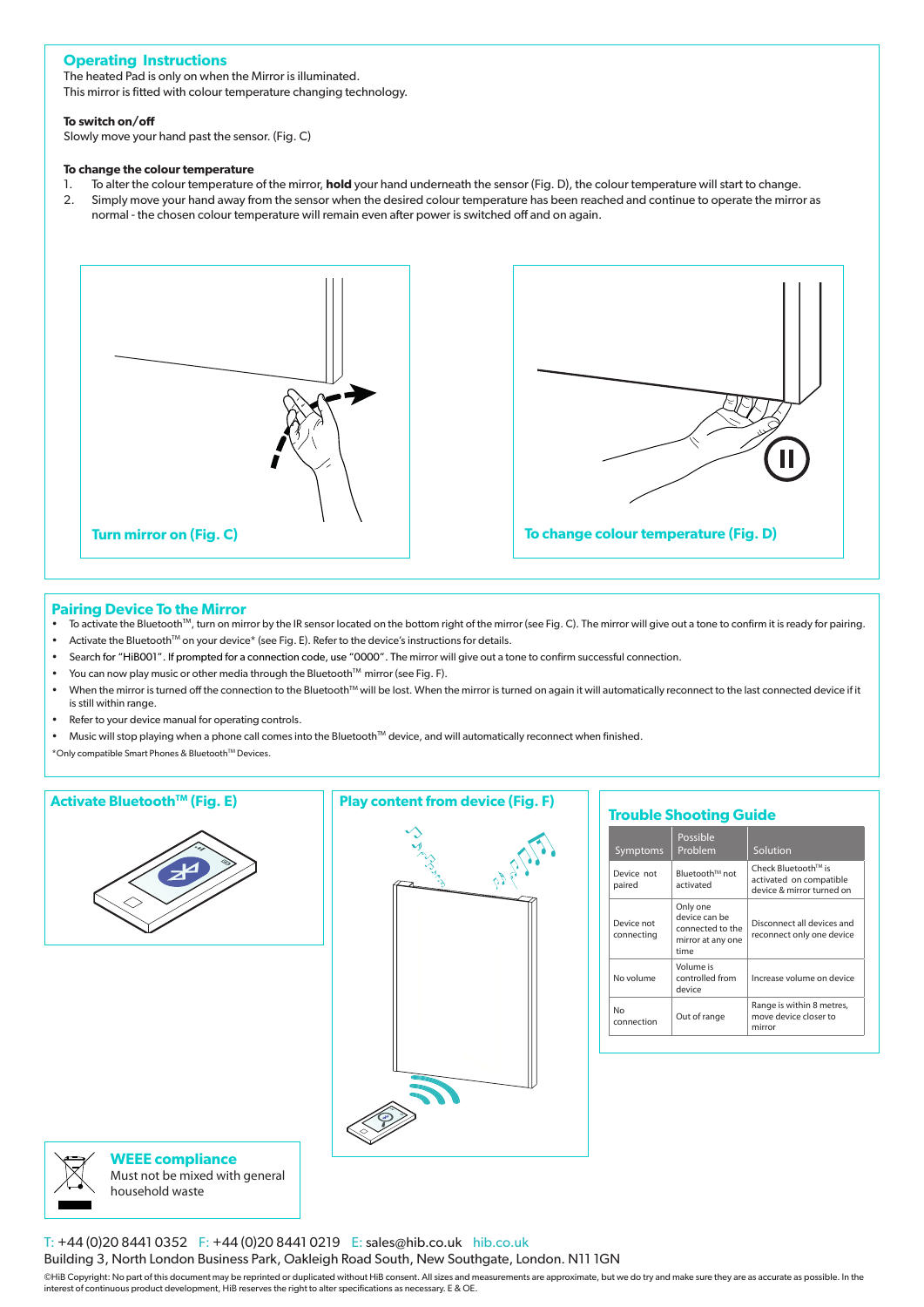## Operating Instructions

The heated Pad is only on when the Mirror is illuminated.
This mirror is fitted with colour temperature changing technology.

**To switch on/off**
Slowly move your hand past the sensor. (Fig. C)

**To change the colour temperature**

1. To alter the colour temperature of the mirror, **hold** your hand underneath the sensor (Fig. D), the colour temperature will start to change.
2. Simply move your hand away from the sensor when the desired colour temperature has been reached and continue to operate the mirror as normal - the chosen colour temperature will remain even after power is switched off and on again.

Turn mirror on (Fig. C)

To change colour temperature (Fig. D)

## Pairing Device To the Mirror

- To activate the Bluetooth™, turn on mirror by the IR sensor located on the bottom right of the mirror (see Fig. C). The mirror will give out a tone to confirm it is ready for pairing.
- Activate the Bluetooth™ on your device* (see Fig. E). Refer to the device's instructions for details.
- Search for "HiB001". If prompted for a connection code, use "0000". The mirror will give out a tone to confirm successful connection.
- You can now play music or other media through the Bluetooth™ mirror (see Fig. F).
- When the mirror is turned off the connection to the Bluetooth™ will be lost. When the mirror is turned on again it will automatically reconnect to the last connected device if it is still within range.
- Refer to your device manual for operating controls.
- Music will stop playing when a phone call comes into the Bluetooth™ device, and will automatically reconnect when finished.

*Only compatible Smart Phones & Bluetooth™ Devices.

### Activate Bluetooth™ (Fig. E)

### Play content from device (Fig. F)

### Trouble Shooting Guide

| Symptoms | Possible Problem | Solution |
|---|---|---|
| Device not paired | Bluetooth™ not activated | Check Bluetooth™ is activated on compatible device & mirror turned on |
| Device not connecting | Only one device can be connected to the mirror at any one time | Disconnect all devices and reconnect only one device |
| No volume | Volume is controlled from device | Increase volume on device |
| No connection | Out of range | Range is within 8 metres, move device closer to mirror |

### WEEE compliance

Must not be mixed with general household waste

T: +44 (0)20 8441 0352 F: +44 (0)20 8441 0219 E: sales@hib.co.uk hib.co.uk
Building 3, North London Business Park, Oakleigh Road South, New Southgate, London. N11 1GN

©HiB Copyright: No part of this document may be reprinted or duplicated without HiB consent. All sizes and measurements are approximate, but we do try and make sure they are as accurate as possible. In the interest of continuous product development, HiB reserves the right to alter specifications as necessary. E & OE.